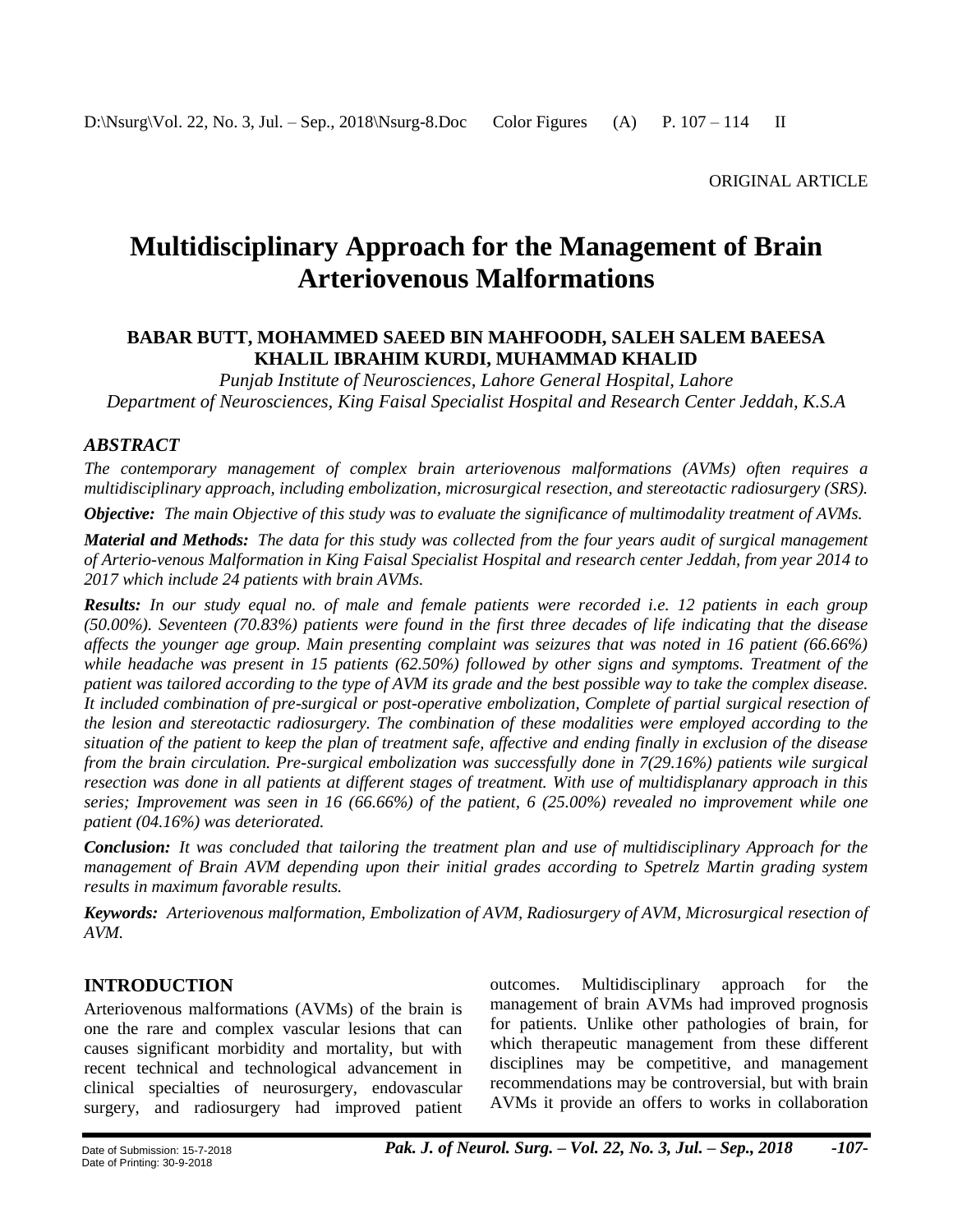ORIGINAL ARTICLE

# Multidisciplinary Approach for the Management of Brain Arteriovenous Malformations

**BABAR BUTT, MOHAMMED SAEED BIN MAHFOODH, SALEH SALEM BAEESA KHALIL IBRAHIM KURDI, MUHAMMAD KHALID**

*Punjab Institute of Neurosciences, Lahore General Hospital, Lahore*
*Department of Neurosciences, King Faisal Specialist Hospital and Research Center Jeddah, K.S.A*

## *ABSTRACT*

*The contemporary management of complex brain arteriovenous malformations (AVMs) often requires a multidisciplinary approach, including embolization, microsurgical resection, and stereotactic radiosurgery (SRS).*

***Objective:*** *The main Objective of this study was to evaluate the significance of multimodality treatment of AVMs.*

***Material and Methods:*** *The data for this study was collected from the four years audit of surgical management of Arterio-venous Malformation in King Faisal Specialist Hospital and research center Jeddah, from year 2014 to 2017 which include 24 patients with brain AVMs.*

***Results:*** *In our study equal no. of male and female patients were recorded i.e. 12 patients in each group (50.00%). Seventeen (70.83%) patients were found in the first three decades of life indicating that the disease affects the younger age group. Main presenting complaint was seizures that was noted in 16 patient (66.66%) while headache was present in 15 patients (62.50%) followed by other signs and symptoms. Treatment of the patient was tailored according to the type of AVM its grade and the best possible way to take the complex disease. It included combination of pre-surgical or post-operative embolization, Complete of partial surgical resection of the lesion and stereotactic radiosurgery. The combination of these modalities were employed according to the situation of the patient to keep the plan of treatment safe, affective and ending finally in exclusion of the disease from the brain circulation. Pre-surgical embolization was successfully done in 7(29.16%) patients wile surgical resection was done in all patients at different stages of treatment. With use of multidisplanary approach in this series; Improvement was seen in 16 (66.66%) of the patient, 6 (25.00%) revealed no improvement while one patient (04.16%) was deteriorated.*

***Conclusion:*** *It was concluded that tailoring the treatment plan and use of multidisciplinary Approach for the management of Brain AVM depending upon their initial grades according to Spetrelz Martin grading system results in maximum favorable results.*

***Keywords:*** *Arteriovenous malformation, Embolization of AVM, Radiosurgery of AVM, Microsurgical resection of AVM.*

## INTRODUCTION

Arteriovenous malformations (AVMs) of the brain is one the rare and complex vascular lesions that can causes significant morbidity and mortality, but with recent technical and technological advancement in clinical specialties of neurosurgery, endovascular surgery, and radiosurgery had improved patient outcomes. Multidisciplinary approach for the management of brain AVMs had improved prognosis for patients. Unlike other pathologies of brain, for which therapeutic management from these different disciplines may be competitive, and management recommendations may be controversial, but with brain AVMs it provide an offers to works in collaboration

Date of Submission: 15-7-2018
Date of Printing: 30-9-2018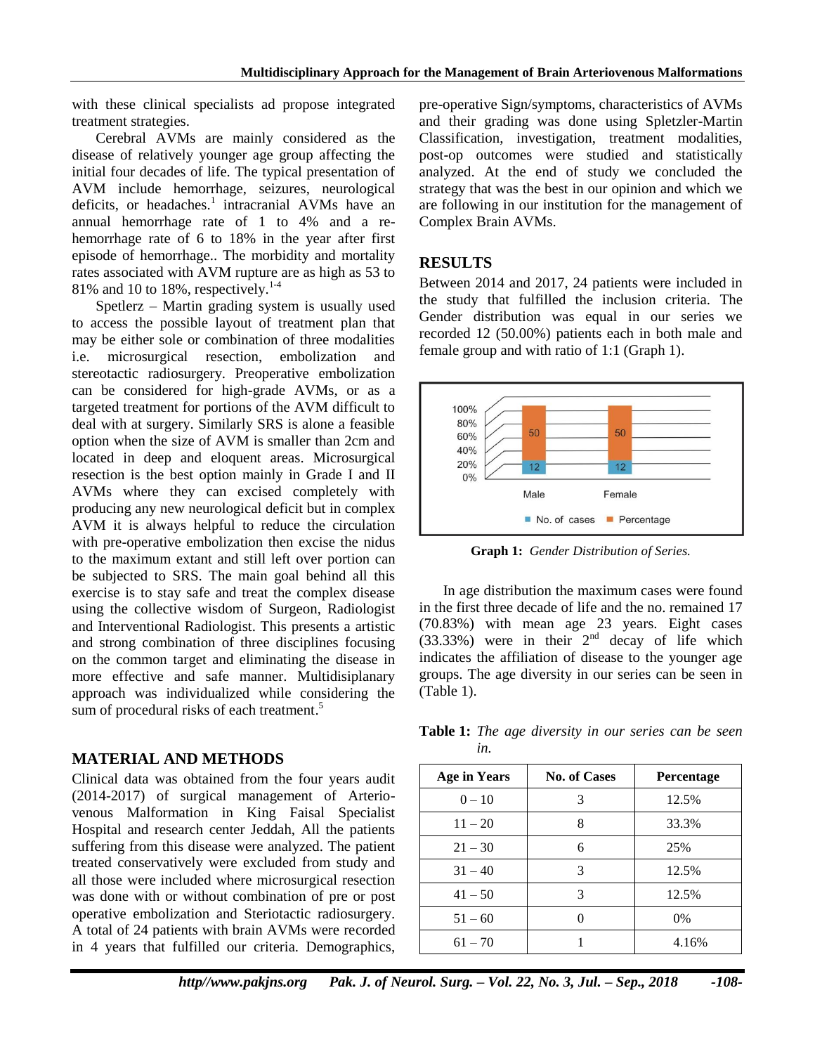with these clinical specialists ad propose integrated treatment strategies.

Cerebral AVMs are mainly considered as the disease of relatively younger age group affecting the initial four decades of life. The typical presentation of AVM include hemorrhage, seizures, neurological deficits, or headaches.[1] intracranial AVMs have an annual hemorrhage rate of 1 to 4% and a re-hemorrhage rate of 6 to 18% in the year after first episode of hemorrhage.. The morbidity and mortality rates associated with AVM rupture are as high as 53 to 81% and 10 to 18%, respectively.[1-4]

Spetlerz – Martin grading system is usually used to access the possible layout of treatment plan that may be either sole or combination of three modalities i.e. microsurgical resection, embolization and stereotactic radiosurgery. Preoperative embolization can be considered for high-grade AVMs, or as a targeted treatment for portions of the AVM difficult to deal with at surgery. Similarly SRS is alone a feasible option when the size of AVM is smaller than 2cm and located in deep and eloquent areas. Microsurgical resection is the best option mainly in Grade I and II AVMs where they can excised completely with producing any new neurological deficit but in complex AVM it is always helpful to reduce the circulation with pre-operative embolization then excise the nidus to the maximum extant and still left over portion can be subjected to SRS. The main goal behind all this exercise is to stay safe and treat the complex disease using the collective wisdom of Surgeon, Radiologist and Interventional Radiologist. This presents a artistic and strong combination of three disciplines focusing on the common target and eliminating the disease in more effective and safe manner. Multidisiplanary approach was individualized while considering the sum of procedural risks of each treatment.[5]

## MATERIAL AND METHODS

Clinical data was obtained from the four years audit (2014-2017) of surgical management of Arterio-venous Malformation in King Faisal Specialist Hospital and research center Jeddah, All the patients suffering from this disease were analyzed. The patient treated conservatively were excluded from study and all those were included where microsurgical resection was done with or without combination of pre or post operative embolization and Steriotactic radiosurgery. A total of 24 patients with brain AVMs were recorded in 4 years that fulfilled our criteria. Demographics, pre-operative Sign/symptoms, characteristics of AVMs and their grading was done using Spletzler-Martin Classification, investigation, treatment modalities, post-op outcomes were studied and statistically analyzed. At the end of study we concluded the strategy that was the best in our opinion and which we are following in our institution for the management of Complex Brain AVMs.

## RESULTS

Between 2014 and 2017, 24 patients were included in the study that fulfilled the inclusion criteria. The Gender distribution was equal in our series we recorded 12 (50.00%) patients each in both male and female group and with ratio of 1:1 (Graph 1).

| | Male | Female |
|---|---|---|
| No. of cases | 12 | 12 |
| Percentage | 50 | 50 |

**Graph 1:** *Gender Distribution of Series.*

In age distribution the maximum cases were found in the first three decade of life and the no. remained 17 (70.83%) with mean age 23 years. Eight cases (33.33%) were in their 2[nd] decay of life which indicates the affiliation of disease to the younger age groups. The age diversity in our series can be seen in (Table 1).

**Table 1:** *The age diversity in our series can be seen in.*

| Age in Years | No. of Cases | Percentage |
|---|---|---|
| 0 – 10 | 3 | 12.5% |
| 11 – 20 | 8 | 33.3% |
| 21 – 30 | 6 | 25% |
| 31 – 40 | 3 | 12.5% |
| 41 – 50 | 3 | 12.5% |
| 51 – 60 | 0 | 0% |
| 61 – 70 | 1 | 4.16% |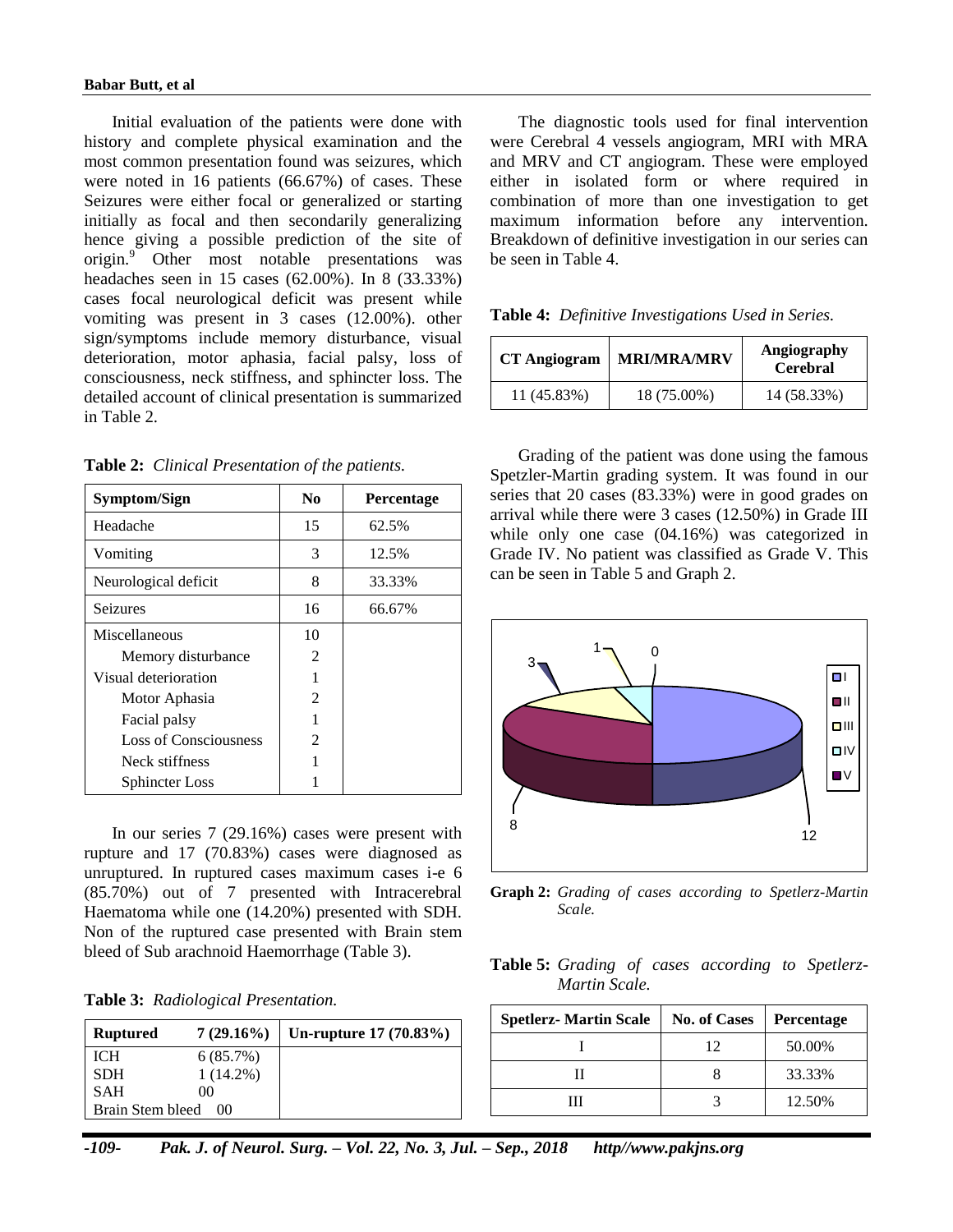Initial evaluation of the patients were done with history and complete physical examination and the most common presentation found was seizures, which were noted in 16 patients (66.67%) of cases. These Seizures were either focal or generalized or starting initially as focal and then secondarily generalizing hence giving a possible prediction of the site of origin.[9] Other most notable presentations was headaches seen in 15 cases (62.00%). In 8 (33.33%) cases focal neurological deficit was present while vomiting was present in 3 cases (12.00%). other sign/symptoms include memory disturbance, visual deterioration, motor aphasia, facial palsy, loss of consciousness, neck stiffness, and sphincter loss. The detailed account of clinical presentation is summarized in Table 2.

**Table 2:** *Clinical Presentation of the patients.*

| Symptom/Sign | No | Percentage |
|---|---|---|
| Headache | 15 | 62.5% |
| Vomiting | 3 | 12.5% |
| Neurological deficit | 8 | 33.33% |
| Seizures | 16 | 66.67% |
| Miscellaneous | 10 | |
| Memory disturbance | 2 | |
| Visual deterioration | 1 | |
| Motor Aphasia | 2 | |
| Facial palsy | 1 | |
| Loss of Consciousness | 2 | |
| Neck stiffness | 1 | |
| Sphincter Loss | 1 | |

In our series 7 (29.16%) cases were present with rupture and 17 (70.83%) cases were diagnosed as unruptured. In ruptured cases maximum cases i-e 6 (85.70%) out of 7 presented with Intracerebral Haematoma while one (14.20%) presented with SDH. Non of the ruptured case presented with Brain stem bleed of Sub arachnoid Haemorrhage (Table 3).

**Table 3:** *Radiological Presentation.*

| Ruptured | 7 (29.16%) | Un-rupture 17 (70.83%) |
|---|---|---|
| ICH | 6 (85.7%) | |
| SDH | 1 (14.2%) | |
| SAH | 00 | |
| Brain Stem bleed | 00 | |

The diagnostic tools used for final intervention were Cerebral 4 vessels angiogram, MRI with MRA and MRV and CT angiogram. These were employed either in isolated form or where required in combination of more than one investigation to get maximum information before any intervention. Breakdown of definitive investigation in our series can be seen in Table 4.

**Table 4:** *Definitive Investigations Used in Series.*

| CT Angiogram | MRI/MRA/MRV | Angiography Cerebral |
|---|---|---|
| 11 (45.83%) | 18 (75.00%) | 14 (58.33%) |

Grading of the patient was done using the famous Spetzler-Martin grading system. It was found in our series that 20 cases (83.33%) were in good grades on arrival while there were 3 cases (12.50%) in Grade III while only one case (04.16%) was categorized in Grade IV. No patient was classified as Grade V. This can be seen in Table 5 and Graph 2.

**Graph 2:** *Grading of cases according to Spetlerz-Martin Scale.*

**Table 5:** *Grading of cases according to Spetlerz-Martin Scale.*

| Spetlerz- Martin Scale | No. of Cases | Percentage |
|---|---|---|
| I | 12 | 50.00% |
| II | 8 | 33.33% |
| III | 3 | 12.50% |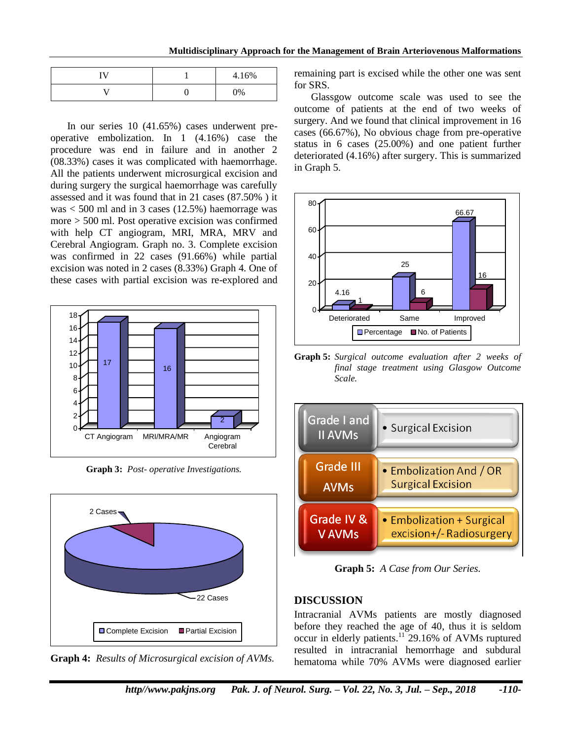| IV | 1 | 4.16% |
|---|---|---|
| V | 0 | 0% |

In our series 10 (41.65%) cases underwent pre-operative embolization. In 1 (4.16%) case the procedure was end in failure and in another 2 (08.33%) cases it was complicated with haemorrhage. All the patients underwent microsurgical excision and during surgery the surgical haemorrhage was carefully assessed and it was found that in 21 cases (87.50% ) it was < 500 ml and in 3 cases (12.5%) haemorrage was more > 500 ml. Post operative excision was confirmed with help CT angiogram, MRI, MRA, MRV and Cerebral Angiogram. Graph no. 3. Complete excision was confirmed in 22 cases (91.66%) while partial excision was noted in 2 cases (8.33%) Graph 4. One of these cases with partial excision was re-explored and remaining part is excised while the other one was sent for SRS.

**Graph 3:** *Post- operative Investigations.*

**Graph 4:** *Results of Microsurgical excision of AVMs.*

Glassgow outcome scale was used to see the outcome of patients at the end of two weeks of surgery. And we found that clinical improvement in 16 cases (66.67%), No obvious chage from pre-operative status in 6 cases (25.00%) and one patient further deteriorated (4.16%) after surgery. This is summarized in Graph 5.

**Graph 5:** *Surgical outcome evaluation after 2 weeks of final stage treatment using Glasgow Outcome Scale.*

**Graph 5:** *A Case from Our Series.*

## DISCUSSION

Intracranial AVMs patients are mostly diagnosed before they reached the age of 40, thus it is seldom occur in elderly patients.[11] 29.16% of AVMs ruptured resulted in intracranial hemorrhage and subdural hematoma while 70% AVMs were diagnosed earlier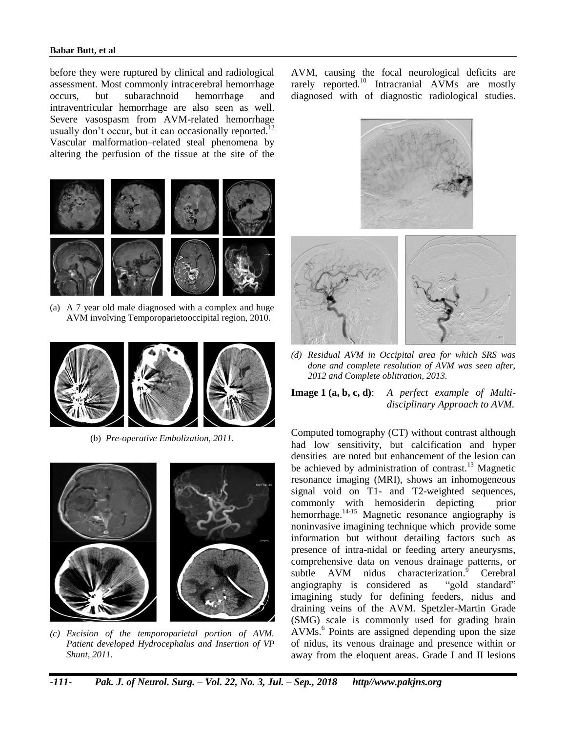before they were ruptured by clinical and radiological assessment. Most commonly intracerebral hemorrhage occurs, but subarachnoid hemorrhage and intraventricular hemorrhage are also seen as well. Severe vasospasm from AVM-related hemorrhage usually don't occur, but it can occasionally reported.[12] Vascular malformation–related steal phenomena by altering the perfusion of the tissue at the site of the AVM, causing the focal neurological deficits are rarely reported.[10] Intracranial AVMs are mostly diagnosed with of diagnostic radiological studies.

(a) A 7 year old male diagnosed with a complex and huge AVM involving Temporoparietooccipital region, 2010.

(b) *Pre-operative Embolization, 2011.*

(c) *Excision of the temporoparietal portion of AVM. Patient developed Hydrocephalus and Insertion of VP Shunt, 2011.*

(d) *Residual AVM in Occipital area for which SRS was done and complete resolution of AVM was seen after, 2012 and Complete oblitration, 2013.*

**Image 1 (a, b, c, d)**: *A perfect example of Multi-disciplinary Approach to AVM.*

Computed tomography (CT) without contrast although had low sensitivity, but calcification and hyper densities are noted but enhancement of the lesion can be achieved by administration of contrast.[13] Magnetic resonance imaging (MRI), shows an inhomogeneous signal void on T1- and T2-weighted sequences, commonly with hemosiderin depicting prior hemorrhage.[14-15] Magnetic resonance angiography is noninvasive imagining technique which provide some information but without detailing factors such as presence of intra-nidal or feeding artery aneurysms, comprehensive data on venous drainage patterns, or subtle AVM nidus characterization.[9] Cerebral angiography is considered as "gold standard" imagining study for defining feeders, nidus and draining veins of the AVM. Spetzler-Martin Grade (SMG) scale is commonly used for grading brain AVMs.[6] Points are assigned depending upon the size of nidus, its venous drainage and presence within or away from the eloquent areas. Grade I and II lesions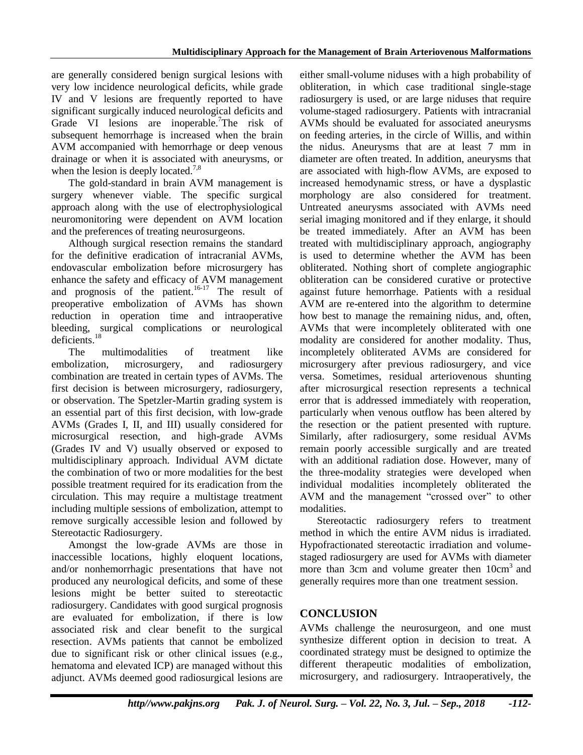are generally considered benign surgical lesions with very low incidence neurological deficits, while grade IV and V lesions are frequently reported to have significant surgically induced neurological deficits and Grade VI lesions are inoperable.[7]The risk of subsequent hemorrhage is increased when the brain AVM accompanied with hemorrhage or deep venous drainage or when it is associated with aneurysms, or when the lesion is deeply located.[7,8]

The gold-standard in brain AVM management is surgery whenever viable. The specific surgical approach along with the use of electrophysiological neuromonitoring were dependent on AVM location and the preferences of treating neurosurgeons.

Although surgical resection remains the standard for the definitive eradication of intracranial AVMs, endovascular embolization before microsurgery has enhance the safety and efficacy of AVM management and prognosis of the patient.[16-17] The result of preoperative embolization of AVMs has shown reduction in operation time and intraoperative bleeding, surgical complications or neurological deficients.[18]

The multimodalities of treatment like embolization, microsurgery, and radiosurgery combination are treated in certain types of AVMs. The first decision is between microsurgery, radiosurgery, or observation. The Spetzler-Martin grading system is an essential part of this first decision, with low-grade AVMs (Grades I, II, and III) usually considered for microsurgical resection, and high-grade AVMs (Grades IV and V) usually observed or exposed to multidisciplinary approach. Individual AVM dictate the combination of two or more modalities for the best possible treatment required for its eradication from the circulation. This may require a multistage treatment including multiple sessions of embolization, attempt to remove surgically accessible lesion and followed by Stereotactic Radiosurgery.

Amongst the low-grade AVMs are those in inaccessible locations, highly eloquent locations, and/or nonhemorrhagic presentations that have not produced any neurological deficits, and some of these lesions might be better suited to stereotactic radiosurgery. Candidates with good surgical prognosis are evaluated for embolization, if there is low associated risk and clear benefit to the surgical resection. AVMs patients that cannot be embolized due to significant risk or other clinical issues (e.g., hematoma and elevated ICP) are managed without this adjunct. AVMs deemed good radiosurgical lesions are either small-volume niduses with a high probability of obliteration, in which case traditional single-stage radiosurgery is used, or are large niduses that require volume-staged radiosurgery. Patients with intracranial AVMs should be evaluated for associated aneurysms on feeding arteries, in the circle of Willis, and within the nidus. Aneurysms that are at least 7 mm in diameter are often treated. In addition, aneurysms that are associated with high-flow AVMs, are exposed to increased hemodynamic stress, or have a dysplastic morphology are also considered for treatment. Untreated aneurysms associated with AVMs need serial imaging monitored and if they enlarge, it should be treated immediately. After an AVM has been treated with multidisciplinary approach, angiography is used to determine whether the AVM has been obliterated. Nothing short of complete angiographic obliteration can be considered curative or protective against future hemorrhage. Patients with a residual AVM are re-entered into the algorithm to determine how best to manage the remaining nidus, and, often, AVMs that were incompletely obliterated with one modality are considered for another modality. Thus, incompletely obliterated AVMs are considered for microsurgery after previous radiosurgery, and vice versa. Sometimes, residual arteriovenous shunting after microsurgical resection represents a technical error that is addressed immediately with reoperation, particularly when venous outflow has been altered by the resection or the patient presented with rupture. Similarly, after radiosurgery, some residual AVMs remain poorly accessible surgically and are treated with an additional radiation dose. However, many of the three-modality strategies were developed when individual modalities incompletely obliterated the AVM and the management "crossed over" to other modalities.

Stereotactic radiosurgery refers to treatment method in which the entire AVM nidus is irradiated. Hypofractionated stereotactic irradiation and volume-staged radiosurgery are used for AVMs with diameter more than 3cm and volume greater then $10cm^3$ and generally requires more than one treatment session.

## CONCLUSION

AVMs challenge the neurosurgeon, and one must synthesize different option in decision to treat. A coordinated strategy must be designed to optimize the different therapeutic modalities of embolization, microsurgery, and radiosurgery. Intraoperatively, the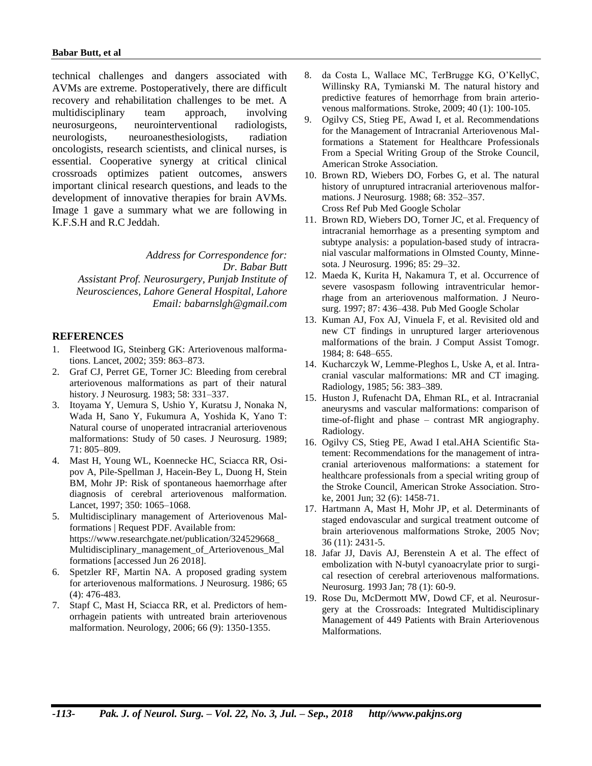technical challenges and dangers associated with AVMs are extreme. Postoperatively, there are difficult recovery and rehabilitation challenges to be met. A multidisciplinary team approach, involving neurosurgeons, neurointerventional radiologists, neurologists, neuroanesthesiologists, radiation oncologists, research scientists, and clinical nurses, is essential. Cooperative synergy at critical clinical crossroads optimizes patient outcomes, answers important clinical research questions, and leads to the development of innovative therapies for brain AVMs. Image 1 gave a summary what we are following in K.F.S.H and R.C Jeddah.

*Address for Correspondence for:*
*Dr. Babar Butt*
*Assistant Prof. Neurosurgery, Punjab Institute of Neurosciences, Lahore General Hospital, Lahore*
*Email: babarnslgh@gmail.com*

## REFERENCES

1. Fleetwood IG, Steinberg GK: Arteriovenous malformations. Lancet, 2002; 359: 863–873.
2. Graf CJ, Perret GE, Torner JC: Bleeding from cerebral arteriovenous malformations as part of their natural history. J Neurosurg. 1983; 58: 331–337.
3. Itoyama Y, Uemura S, Ushio Y, Kuratsu J, Nonaka N, Wada H, Sano Y, Fukumura A, Yoshida K, Yano T: Natural course of unoperated intracranial arteriovenous malformations: Study of 50 cases. J Neurosurg. 1989; 71: 805–809.
4. Mast H, Young WL, Koennecke HC, Sciacca RR, Osipov A, Pile-Spellman J, Hacein-Bey L, Duong H, Stein BM, Mohr JP: Risk of spontaneous haemorrhage after diagnosis of cerebral arteriovenous malformation. Lancet, 1997; 350: 1065–1068.
5. Multidisciplinary management of Arteriovenous Malformations | Request PDF. Available from: https://www.researchgate.net/publication/324529668_Multidisciplinary_management_of_Arteriovenous_Malformations [accessed Jun 26 2018].
6. Spetzler RF, Martin NA. A proposed grading system for arteriovenous malformations. J Neurosurg. 1986; 65 (4): 476-483.
7. Stapf C, Mast H, Sciacca RR, et al. Predictors of hemorrhagein patients with untreated brain arteriovenous malformation. Neurology, 2006; 66 (9): 1350-1355.
8. da Costa L, Wallace MC, TerBrugge KG, O'KellyC, Willinsky RA, Tymianski M. The natural history and predictive features of hemorrhage from brain arteriovenous malformations. Stroke, 2009; 40 (1): 100-105.
9. Ogilvy CS, Stieg PE, Awad I, et al. Recommendations for the Management of Intracranial Arteriovenous Malformations a Statement for Healthcare Professionals From a Special Writing Group of the Stroke Council, American Stroke Association.
10. Brown RD, Wiebers DO, Forbes G, et al. The natural history of unruptured intracranial arteriovenous malformations. J Neurosurg. 1988; 68: 352–357. Cross Ref Pub Med Google Scholar
11. Brown RD, Wiebers DO, Torner JC, et al. Frequency of intracranial hemorrhage as a presenting symptom and subtype analysis: a population-based study of intracranial vascular malformations in Olmsted County, Minnesota. J Neurosurg. 1996; 85: 29–32.
12. Maeda K, Kurita H, Nakamura T, et al. Occurrence of severe vasospasm following intraventricular hemorrhage from an arteriovenous malformation. J Neurosurg. 1997; 87: 436–438. Pub Med Google Scholar
13. Kuman AJ, Fox AJ, Vinuela F, et al. Revisited old and new CT findings in unruptured larger arteriovenous malformations of the brain. J Comput Assist Tomogr. 1984; 8: 648–655.
14. Kucharczyk W, Lemme-Pleghos L, Uske A, et al. Intracranial vascular malformations: MR and CT imaging. Radiology, 1985; 56: 383–389.
15. Huston J, Rufenacht DA, Ehman RL, et al. Intracranial aneurysms and vascular malformations: comparison of time-of-flight and phase – contrast MR angiography. Radiology.
16. Ogilvy CS, Stieg PE, Awad I etal.AHA Scientific Statement: Recommendations for the management of intracranial arteriovenous malformations: a statement for healthcare professionals from a special writing group of the Stroke Council, American Stroke Association. Stroke, 2001 Jun; 32 (6): 1458-71.
17. Hartmann A, Mast H, Mohr JP, et al. Determinants of staged endovascular and surgical treatment outcome of brain arteriovenous malformations Stroke, 2005 Nov; 36 (11): 2431-5.
18. Jafar JJ, Davis AJ, Berenstein A et al. The effect of embolization with N-butyl cyanoacrylate prior to surgical resection of cerebral arteriovenous malformations. Neurosurg. 1993 Jan; 78 (1): 60-9.
19. Rose Du, McDermott MW, Dowd CF, et al. Neurosurgery at the Crossroads: Integrated Multidisciplinary Management of 449 Patients with Brain Arteriovenous Malformations.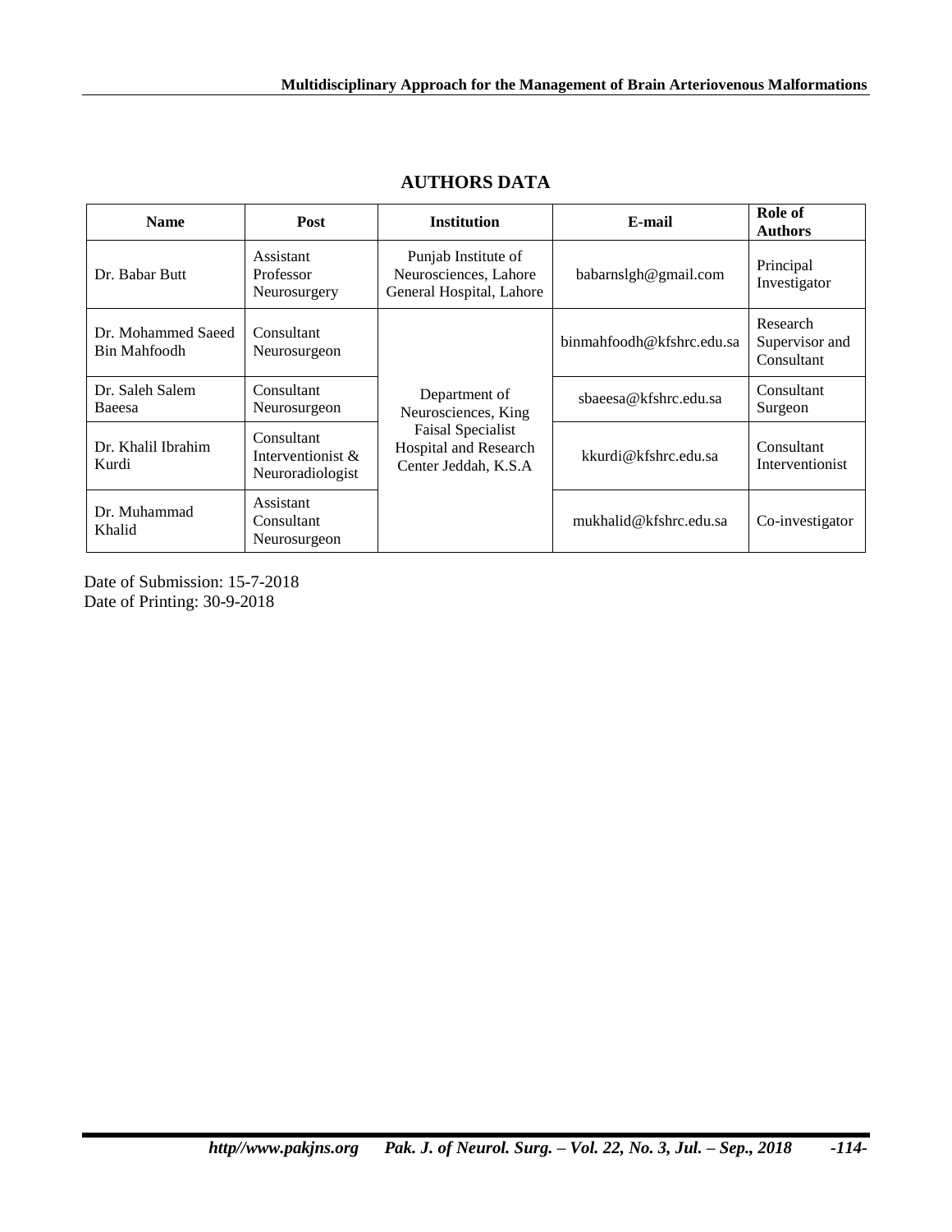## AUTHORS DATA

| Name | Post | Institution | E-mail | Role of Authors |
|---|---|---|---|---|
| Dr. Babar Butt | Assistant Professor Neurosurgery | Punjab Institute of Neurosciences, Lahore General Hospital, Lahore | babarnslgh@gmail.com | Principal Investigator |
| Dr. Mohammed Saeed Bin Mahfoodh | Consultant Neurosurgeon | Department of Neurosciences, King Faisal Specialist Hospital and Research Center Jeddah, K.S.A | binmahfoodh@kfshrc.edu.sa | Research Supervisor and Consultant |
| Dr. Saleh Salem Baeesa | Consultant Neurosurgeon | | sbaeesa@kfshrc.edu.sa | Consultant Surgeon |
| Dr. Khalil Ibrahim Kurdi | Consultant Interventionist & Neuroradiologist | | kkurdi@kfshrc.edu.sa | Consultant Interventionist |
| Dr. Muhammad Khalid | Assistant Consultant Neurosurgeon | | mukhalid@kfshrc.edu.sa | Co-investigator |

Date of Submission: 15-7-2018
Date of Printing: 30-9-2018